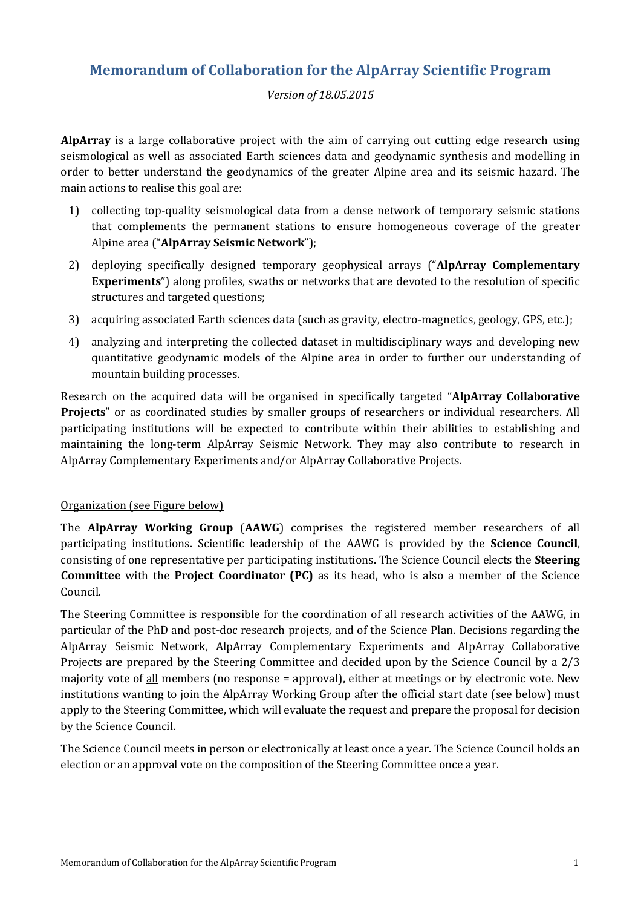# Memorandum of Collaboration for the AlpArray Scientific Program

*Version of 18.05.2015*

**AlpArray** is a large collaborative project with the aim of carrying out cutting edge research using seismological as well as associated Earth sciences data and geodynamic synthesis and modelling in order to better understand the geodynamics of the greater Alpine area and its seismic hazard. The main actions to realise this goal are:

1) collecting top-quality seismological data from a dense network of temporary seismic stations that complements the permanent stations to ensure homogeneous coverage of the greater Alpine area ("**AlpArray Seismic Network**");
2) deploying specifically designed temporary geophysical arrays ("**AlpArray Complementary Experiments**") along profiles, swaths or networks that are devoted to the resolution of specific structures and targeted questions;
3) acquiring associated Earth sciences data (such as gravity, electro-magnetics, geology, GPS, etc.);
4) analyzing and interpreting the collected dataset in multidisciplinary ways and developing new quantitative geodynamic models of the Alpine area in order to further our understanding of mountain building processes.

Research on the acquired data will be organised in specifically targeted "**AlpArray Collaborative Projects**" or as coordinated studies by smaller groups of researchers or individual researchers. All participating institutions will be expected to contribute within their abilities to establishing and maintaining the long-term AlpArray Seismic Network. They may also contribute to research in AlpArray Complementary Experiments and/or AlpArray Collaborative Projects.

## Organization (see Figure below)

The **AlpArray Working Group** (**AAWG**) comprises the registered member researchers of all participating institutions. Scientific leadership of the AAWG is provided by the **Science Council**, consisting of one representative per participating institutions. The Science Council elects the **Steering Committee** with the **Project Coordinator (PC)** as its head, who is also a member of the Science Council.

The Steering Committee is responsible for the coordination of all research activities of the AAWG, in particular of the PhD and post-doc research projects, and of the Science Plan. Decisions regarding the AlpArray Seismic Network, AlpArray Complementary Experiments and AlpArray Collaborative Projects are prepared by the Steering Committee and decided upon by the Science Council by a 2/3 majority vote of all members (no response = approval), either at meetings or by electronic vote. New institutions wanting to join the AlpArray Working Group after the official start date (see below) must apply to the Steering Committee, which will evaluate the request and prepare the proposal for decision by the Science Council.

The Science Council meets in person or electronically at least once a year. The Science Council holds an election or an approval vote on the composition of the Steering Committee once a year.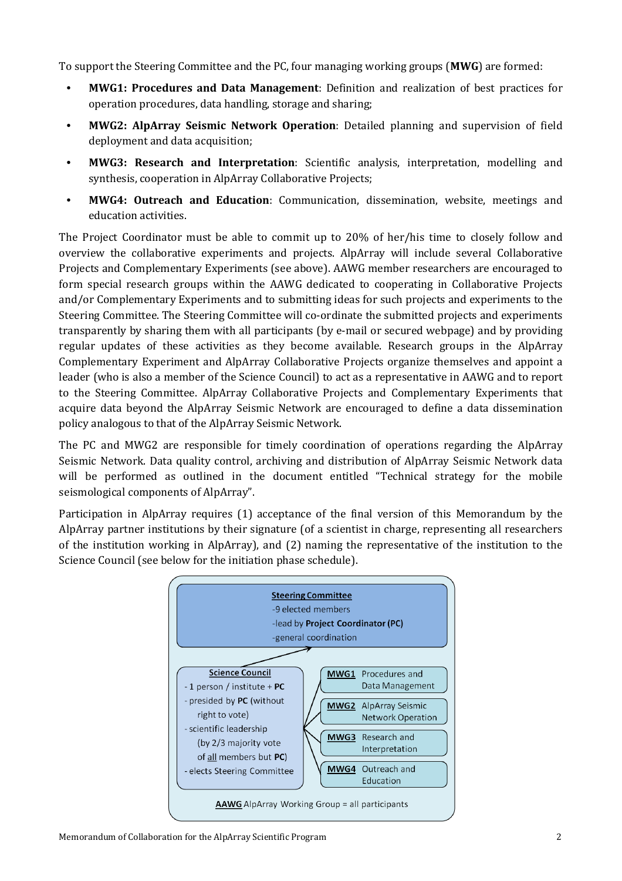To support the Steering Committee and the PC, four managing working groups (**MWG**) are formed:

- **MWG1: Procedures and Data Management**: Definition and realization of best practices for operation procedures, data handling, storage and sharing;
- **MWG2: AlpArray Seismic Network Operation**: Detailed planning and supervision of field deployment and data acquisition;
- **MWG3: Research and Interpretation**: Scientific analysis, interpretation, modelling and synthesis, cooperation in AlpArray Collaborative Projects;
- **MWG4: Outreach and Education**: Communication, dissemination, website, meetings and education activities.

The Project Coordinator must be able to commit up to 20% of her/his time to closely follow and overview the collaborative experiments and projects. AlpArray will include several Collaborative Projects and Complementary Experiments (see above). AAWG member researchers are encouraged to form special research groups within the AAWG dedicated to cooperating in Collaborative Projects and/or Complementary Experiments and to submitting ideas for such projects and experiments to the Steering Committee. The Steering Committee will co-ordinate the submitted projects and experiments transparently by sharing them with all participants (by e-mail or secured webpage) and by providing regular updates of these activities as they become available. Research groups in the AlpArray Complementary Experiment and AlpArray Collaborative Projects organize themselves and appoint a leader (who is also a member of the Science Council) to act as a representative in AAWG and to report to the Steering Committee. AlpArray Collaborative Projects and Complementary Experiments that acquire data beyond the AlpArray Seismic Network are encouraged to define a data dissemination policy analogous to that of the AlpArray Seismic Network.

The PC and MWG2 are responsible for timely coordination of operations regarding the AlpArray Seismic Network. Data quality control, archiving and distribution of AlpArray Seismic Network data will be performed as outlined in the document entitled "Technical strategy for the mobile seismological components of AlpArray".

Participation in AlpArray requires (1) acceptance of the final version of this Memorandum by the AlpArray partner institutions by their signature (of a scientist in charge, representing all researchers of the institution working in AlpArray), and (2) naming the representative of the institution to the Science Council (see below for the initiation phase schedule).

**Steering Committee**
- 9 elected members
- lead by **Project Coordinator (PC)**
- general coordination

**Science Council**
- 1 person / institute + **PC**
- presided by **PC** (without right to vote)
- scientific leadership (by 2/3 majority vote of all members but **PC**)
- elects Steering Committee

**MWG1** Procedures and Data Management

**MWG2** AlpArray Seismic Network Operation

**MWG3** Research and Interpretation

**MWG4** Outreach and Education

**AAWG** AlpArray Working Group = all participants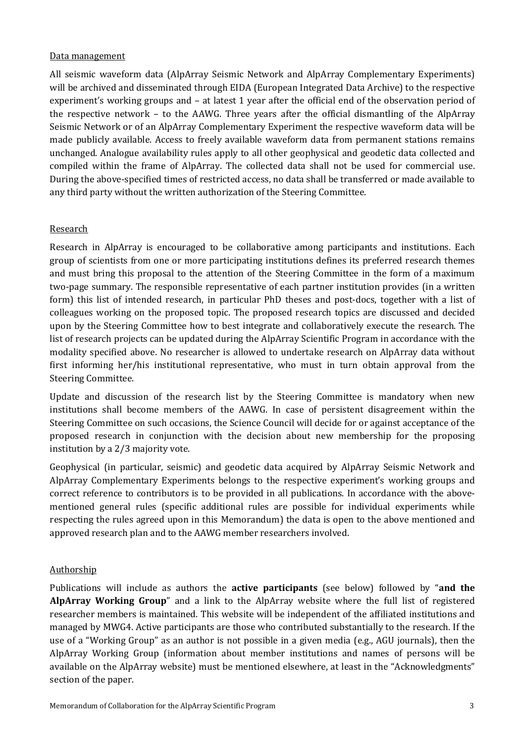## Data management

All seismic waveform data (AlpArray Seismic Network and AlpArray Complementary Experiments) will be archived and disseminated through EIDA (European Integrated Data Archive) to the respective experiment's working groups and – at latest 1 year after the official end of the observation period of the respective network – to the AAWG. Three years after the official dismantling of the AlpArray Seismic Network or of an AlpArray Complementary Experiment the respective waveform data will be made publicly available. Access to freely available waveform data from permanent stations remains unchanged. Analogue availability rules apply to all other geophysical and geodetic data collected and compiled within the frame of AlpArray. The collected data shall not be used for commercial use. During the above-specified times of restricted access, no data shall be transferred or made available to any third party without the written authorization of the Steering Committee.

## Research

Research in AlpArray is encouraged to be collaborative among participants and institutions. Each group of scientists from one or more participating institutions defines its preferred research themes and must bring this proposal to the attention of the Steering Committee in the form of a maximum two-page summary. The responsible representative of each partner institution provides (in a written form) this list of intended research, in particular PhD theses and post-docs, together with a list of colleagues working on the proposed topic. The proposed research topics are discussed and decided upon by the Steering Committee how to best integrate and collaboratively execute the research. The list of research projects can be updated during the AlpArray Scientific Program in accordance with the modality specified above. No researcher is allowed to undertake research on AlpArray data without first informing her/his institutional representative, who must in turn obtain approval from the Steering Committee.

Update and discussion of the research list by the Steering Committee is mandatory when new institutions shall become members of the AAWG. In case of persistent disagreement within the Steering Committee on such occasions, the Science Council will decide for or against acceptance of the proposed research in conjunction with the decision about new membership for the proposing institution by a 2/3 majority vote.

Geophysical (in particular, seismic) and geodetic data acquired by AlpArray Seismic Network and AlpArray Complementary Experiments belongs to the respective experiment's working groups and correct reference to contributors is to be provided in all publications. In accordance with the above-mentioned general rules (specific additional rules are possible for individual experiments while respecting the rules agreed upon in this Memorandum) the data is open to the above mentioned and approved research plan and to the AAWG member researchers involved.

## Authorship

Publications will include as authors the **active participants** (see below) followed by "**and the AlpArray Working Group**" and a link to the AlpArray website where the full list of registered researcher members is maintained. This website will be independent of the affiliated institutions and managed by MWG4. Active participants are those who contributed substantially to the research. If the use of a "Working Group" as an author is not possible in a given media (e.g., AGU journals), then the AlpArray Working Group (information about member institutions and names of persons will be available on the AlpArray website) must be mentioned elsewhere, at least in the "Acknowledgments" section of the paper.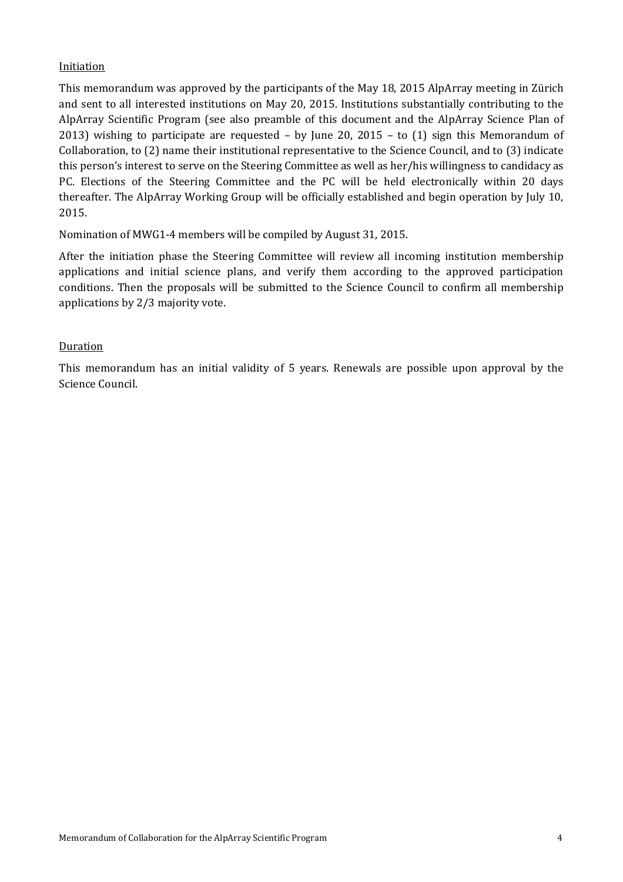## Initiation

This memorandum was approved by the participants of the May 18, 2015 AlpArray meeting in Zürich and sent to all interested institutions on May 20, 2015. Institutions substantially contributing to the AlpArray Scientific Program (see also preamble of this document and the AlpArray Science Plan of 2013) wishing to participate are requested – by June 20, 2015 – to (1) sign this Memorandum of Collaboration, to (2) name their institutional representative to the Science Council, and to (3) indicate this person's interest to serve on the Steering Committee as well as her/his willingness to candidacy as PC. Elections of the Steering Committee and the PC will be held electronically within 20 days thereafter. The AlpArray Working Group will be officially established and begin operation by July 10, 2015.

Nomination of MWG1-4 members will be compiled by August 31, 2015.

After the initiation phase the Steering Committee will review all incoming institution membership applications and initial science plans, and verify them according to the approved participation conditions. Then the proposals will be submitted to the Science Council to confirm all membership applications by 2/3 majority vote.

## Duration

This memorandum has an initial validity of 5 years. Renewals are possible upon approval by the Science Council.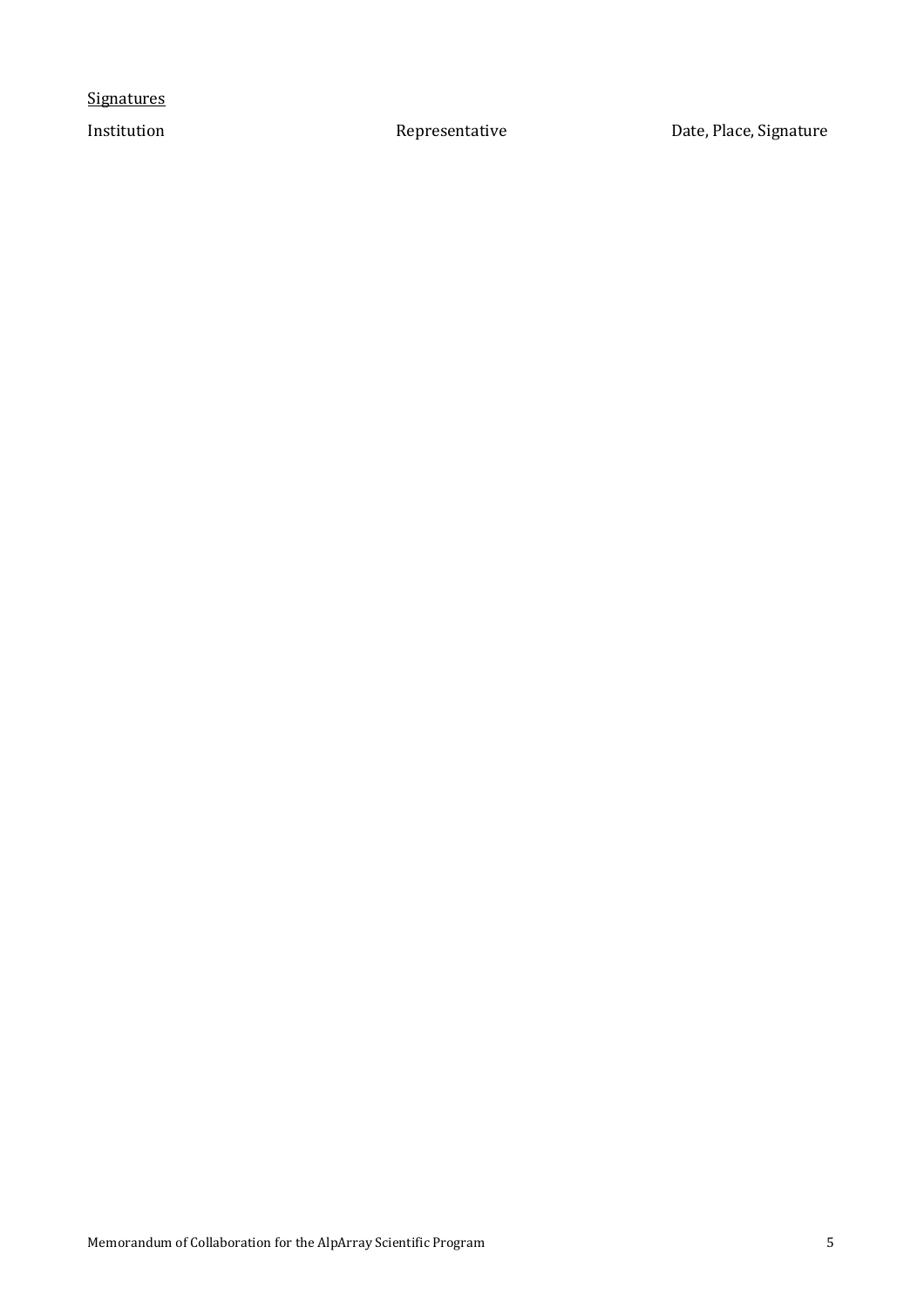<u>Signatures</u>

| Institution | Representative | Date, Place, Signature |
| --- | --- | --- |